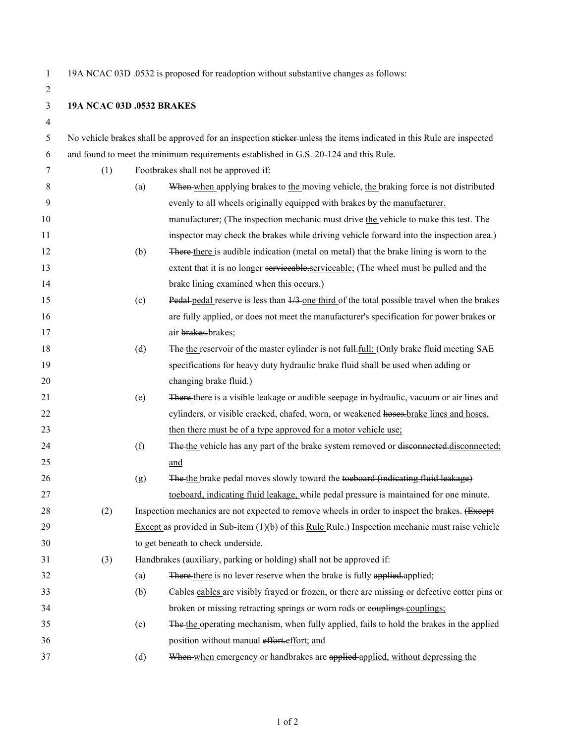19A NCAC 03D .0532 is proposed for readoption without substantive changes as follows:

**19A NCAC 03D .0532 BRAKES**

No vehicle brakes shall be approved for an inspection ~~sticker~~ unless the items indicated in this Rule are inspected and found to meet the minimum requirements established in G.S. 20-124 and this Rule.

(1) Footbrakes shall not be approved if:

(a) ~~When~~ when applying brakes to the moving vehicle, the braking force is not distributed evenly to all wheels originally equipped with brakes by the manufacturer. ~~manufacturer;~~ (The inspection mechanic must drive the vehicle to make this test. The inspector may check the brakes while driving vehicle forward into the inspection area.)

(b) ~~There~~ there is audible indication (metal on metal) that the brake lining is worn to the extent that it is no longer ~~serviceable.~~serviceable; (The wheel must be pulled and the brake lining examined when this occurs.)

(c) ~~Pedal~~ pedal reserve is less than ~~1/3~~ one third of the total possible travel when the brakes are fully applied, or does not meet the manufacturer's specification for power brakes or air ~~brakes.~~brakes;

(d) ~~The~~ the reservoir of the master cylinder is not ~~full.~~full; (Only brake fluid meeting SAE specifications for heavy duty hydraulic brake fluid shall be used when adding or changing brake fluid.)

(e) ~~There~~ there is a visible leakage or audible seepage in hydraulic, vacuum or air lines and cylinders, or visible cracked, chafed, worn, or weakened ~~hoses.~~brake lines and hoses, then there must be of a type approved for a motor vehicle use;

(f) ~~The~~ the vehicle has any part of the brake system removed or ~~disconnected.~~disconnected; and

(g) ~~The~~ the brake pedal moves slowly toward the ~~toeboard (indicating fluid leakage)~~ toeboard, indicating fluid leakage, while pedal pressure is maintained for one minute.

(2) Inspection mechanics are not expected to remove wheels in order to inspect the brakes. ~~(Except~~ Except as provided in Sub-item (1)(b) of this Rule ~~Rule.)~~ Inspection mechanic must raise vehicle to get beneath to check underside.

(3) Handbrakes (auxiliary, parking or holding) shall not be approved if:

(a) ~~There~~ there is no lever reserve when the brake is fully ~~applied.~~applied;

(b) ~~Cables~~ cables are visibly frayed or frozen, or there are missing or defective cotter pins or broken or missing retracting springs or worn rods or ~~couplings.~~couplings;

(c) ~~The~~ the operating mechanism, when fully applied, fails to hold the brakes in the applied position without manual ~~effort.~~effort; and

(d) ~~When~~ when emergency or handbrakes are ~~applied~~ applied, without depressing the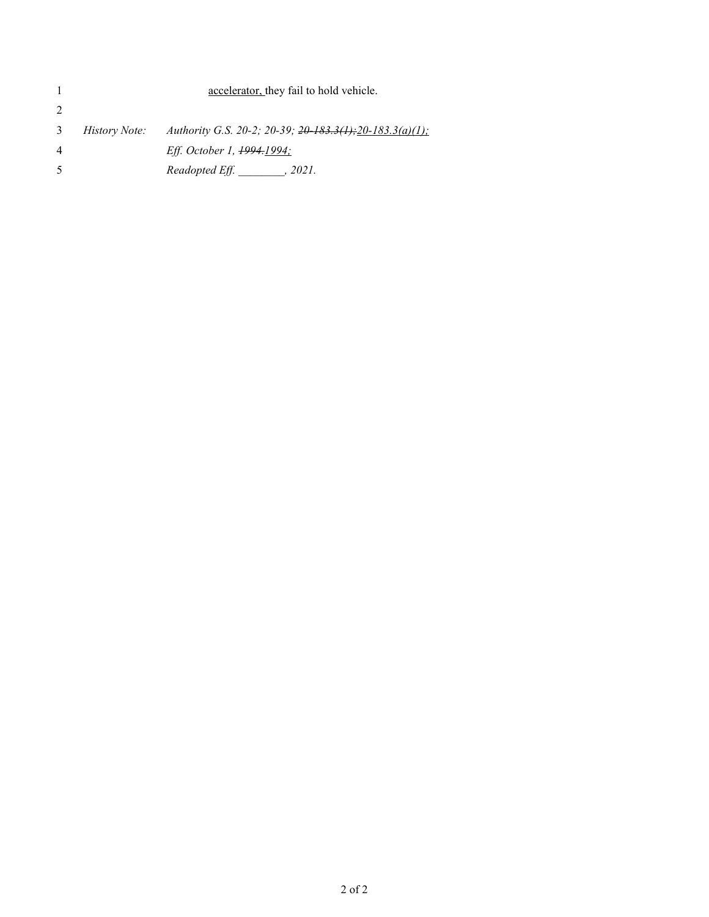accelerator, they fail to hold vehicle.

*History Note: Authority G.S. 20-2; 20-39; ~~20-183.3(1);~~ 20-183.3(a)(1);*
*Eff. October 1, ~~1994.~~ 1994;*
*Readopted Eff. ________, 2021.*